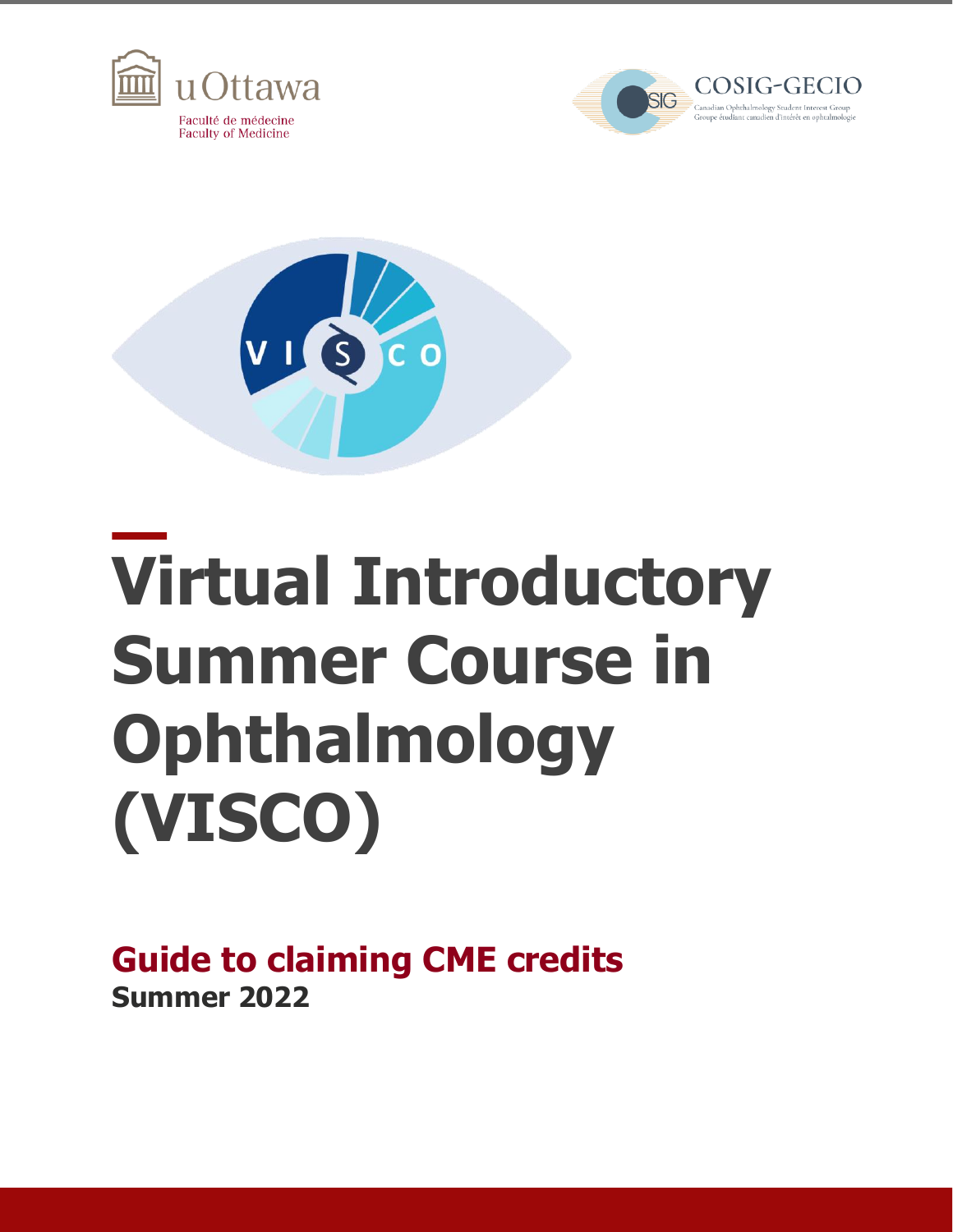uOttawa

Faculté de médecine
Faculty of Medicine

COSIG-GECIO

Canadian Ophthalmology Student Interest Group
Groupe étudiant canadien d'intérêt en ophtalmologie

# Virtual Introductory Summer Course in Ophthalmology (VISCO)

## Guide to claiming CME credits

**Summer 2022**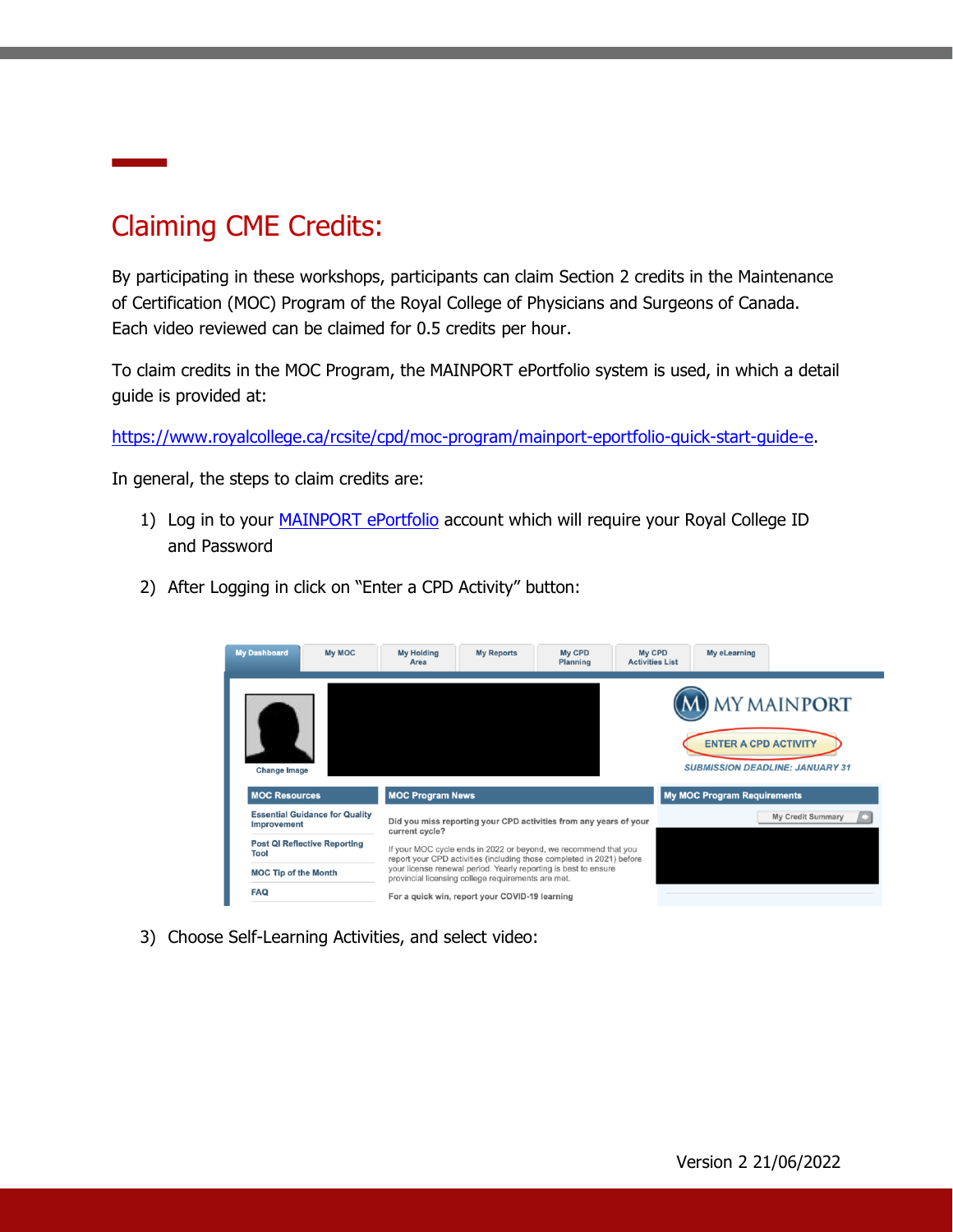# Claiming CME Credits:

By participating in these workshops, participants can claim Section 2 credits in the Maintenance of Certification (MOC) Program of the Royal College of Physicians and Surgeons of Canada. Each video reviewed can be claimed for 0.5 credits per hour.

To claim credits in the MOC Program, the MAINPORT ePortfolio system is used, in which a detail guide is provided at:

[https://www.royalcollege.ca/rcsite/cpd/moc-program/mainport-eportfolio-quick-start-guide-e](https://www.royalcollege.ca/rcsite/cpd/moc-program/mainport-eportfolio-quick-start-guide-e).

In general, the steps to claim credits are:

1) Log in to your MAINPORT ePortfolio account which will require your Royal College ID and Password
2) After Logging in click on "Enter a CPD Activity" button:
3) Choose Self-Learning Activities, and select video:

Version 2 21/06/2022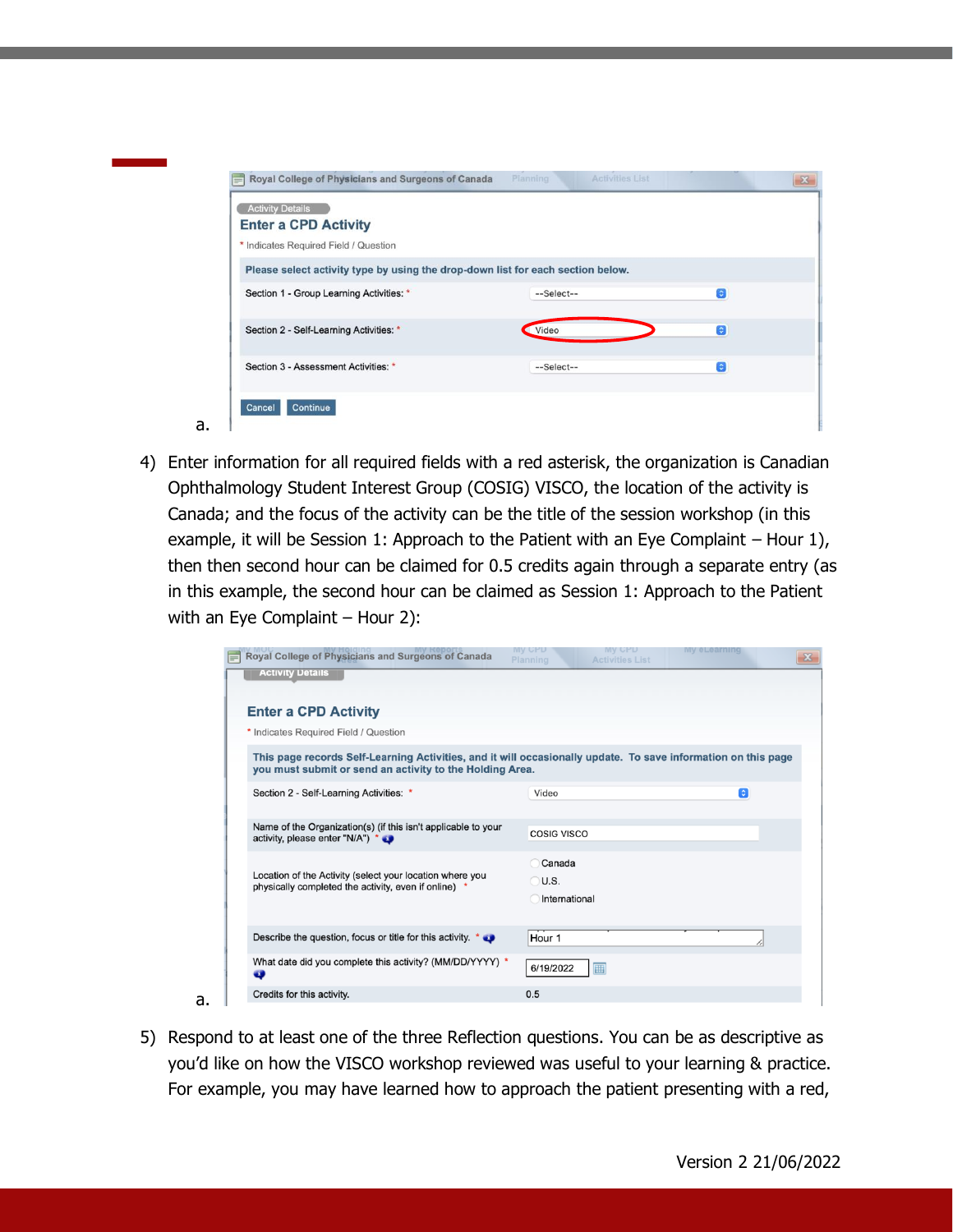a.

4) Enter information for all required fields with a red asterisk, the organization is Canadian Ophthalmology Student Interest Group (COSIG) VISCO, the location of the activity is Canada; and the focus of the activity can be the title of the session workshop (in this example, it will be Session 1: Approach to the Patient with an Eye Complaint – Hour 1), then then second hour can be claimed for 0.5 credits again through a separate entry (as in this example, the second hour can be claimed as Session 1: Approach to the Patient with an Eye Complaint – Hour 2):

a.

5) Respond to at least one of the three Reflection questions. You can be as descriptive as you'd like on how the VISCO workshop reviewed was useful to your learning & practice. For example, you may have learned how to approach the patient presenting with a red,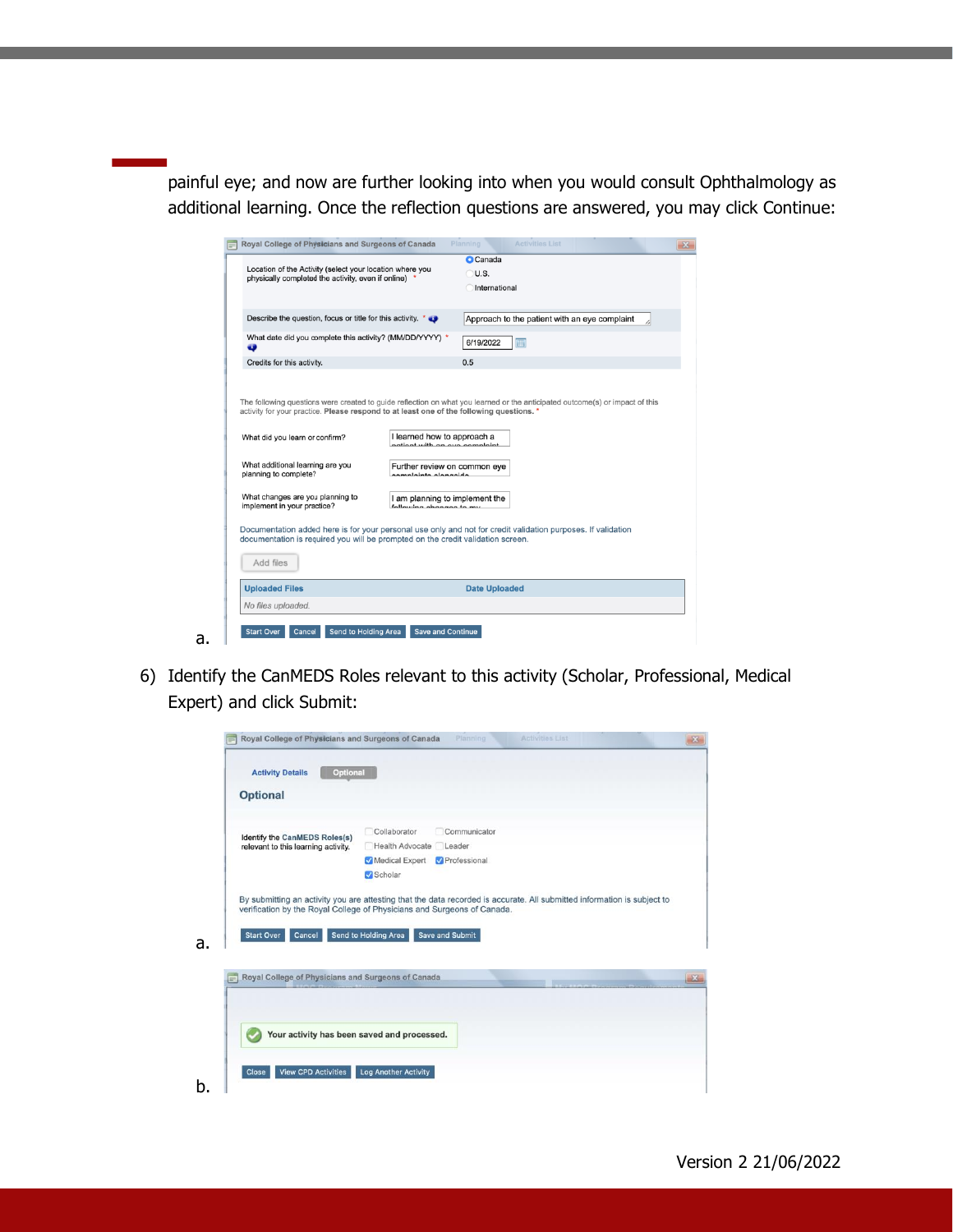painful eye; and now are further looking into when you would consult Ophthalmology as additional learning. Once the reflection questions are answered, you may click Continue:

a.

6) Identify the CanMEDS Roles relevant to this activity (Scholar, Professional, Medical Expert) and click Submit:

a.

b.

Version 2 21/06/2022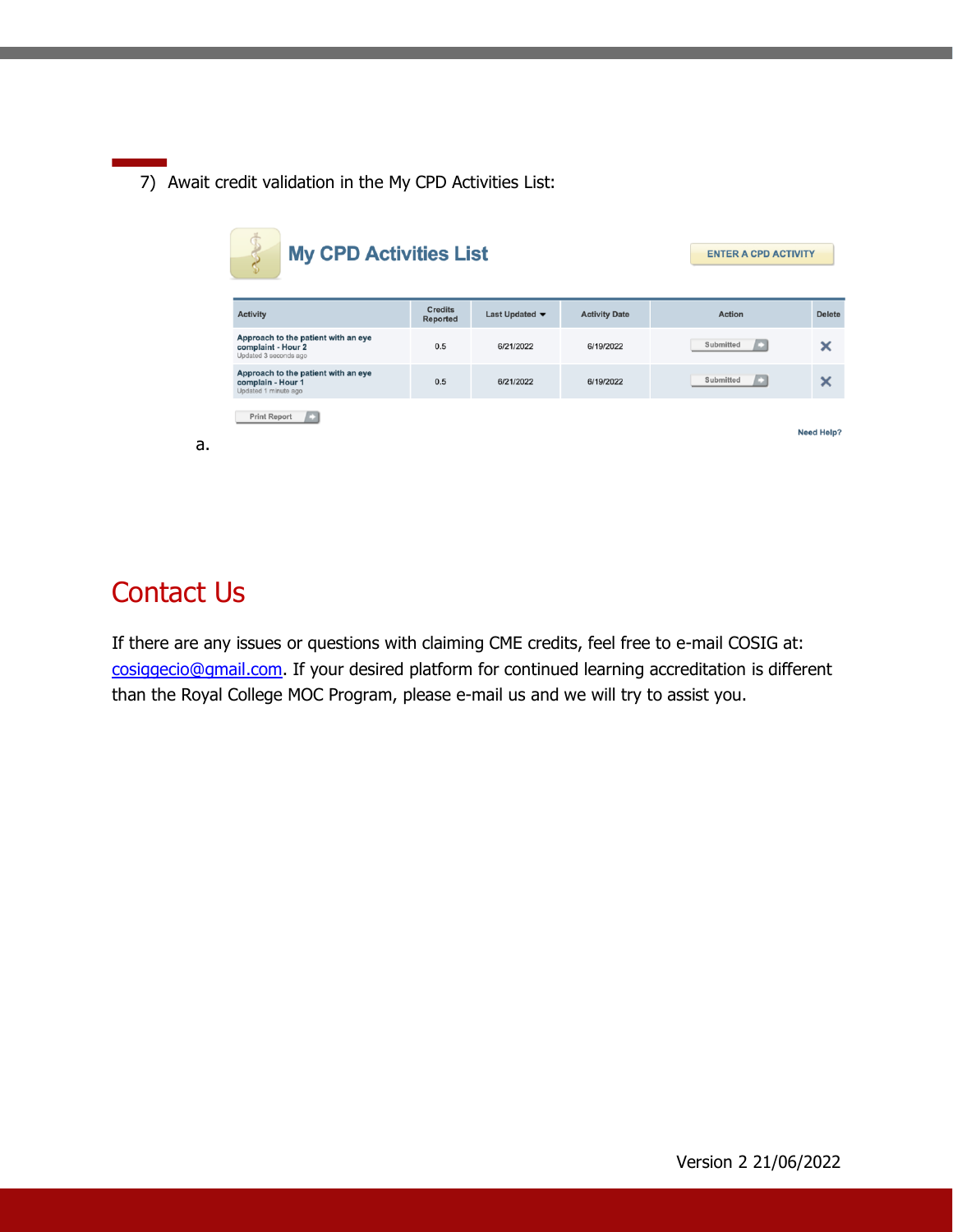7) Await credit validation in the My CPD Activities List:

a.

**My CPD Activities List**

ENTER A CPD ACTIVITY

| Activity | Credits Reported | Last Updated | Activity Date | Action | Delete |
|---|---|---|---|---|---|
| Approach to the patient with an eye complaint - Hour 2 Updated 3 seconds ago | 0.5 | 6/21/2022 | 6/19/2022 | Submitted | ✕ |
| Approach to the patient with an eye complain - Hour 1 Updated 1 minute ago | 0.5 | 6/21/2022 | 6/19/2022 | Submitted | ✕ |

Print Report

Need Help?

## Contact Us

If there are any issues or questions with claiming CME credits, feel free to e-mail COSIG at: cosiggecio@gmail.com. If your desired platform for continued learning accreditation is different than the Royal College MOC Program, please e-mail us and we will try to assist you.

Version 2 21/06/2022